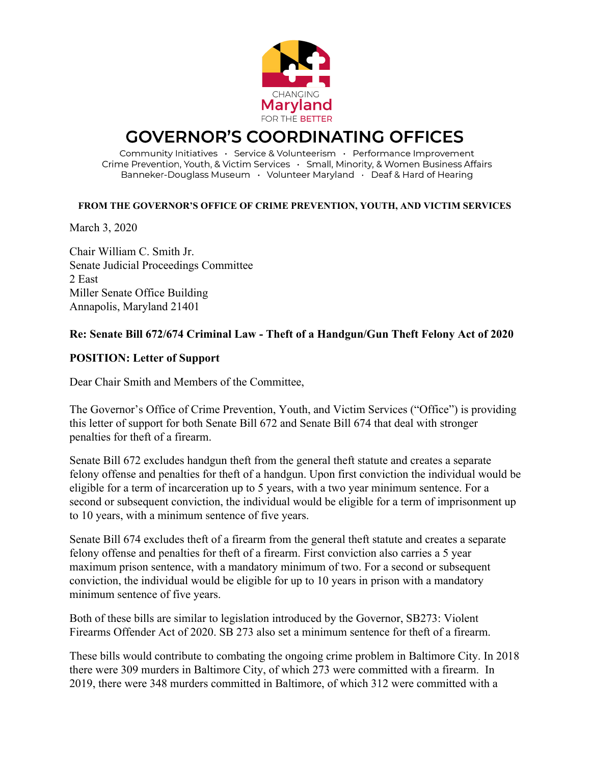CHANGING
Maryland
FOR THE BETTER

# GOVERNOR'S COORDINATING OFFICES

Community Initiatives · Service & Volunteerism · Performance Improvement
Crime Prevention, Youth, & Victim Services · Small, Minority, & Women Business Affairs
Banneker-Douglass Museum · Volunteer Maryland · Deaf & Hard of Hearing

**FROM THE GOVERNOR'S OFFICE OF CRIME PREVENTION, YOUTH, AND VICTIM SERVICES**

March 3, 2020

Chair William C. Smith Jr.
Senate Judicial Proceedings Committee
2 East
Miller Senate Office Building
Annapolis, Maryland 21401

**Re: Senate Bill 672/674 Criminal Law - Theft of a Handgun/Gun Theft Felony Act of 2020**

**POSITION: Letter of Support**

Dear Chair Smith and Members of the Committee,

The Governor's Office of Crime Prevention, Youth, and Victim Services ("Office") is providing this letter of support for both Senate Bill 672 and Senate Bill 674 that deal with stronger penalties for theft of a firearm.

Senate Bill 672 excludes handgun theft from the general theft statute and creates a separate felony offense and penalties for theft of a handgun. Upon first conviction the individual would be eligible for a term of incarceration up to 5 years, with a two year minimum sentence. For a second or subsequent conviction, the individual would be eligible for a term of imprisonment up to 10 years, with a minimum sentence of five years.

Senate Bill 674 excludes theft of a firearm from the general theft statute and creates a separate felony offense and penalties for theft of a firearm. First conviction also carries a 5 year maximum prison sentence, with a mandatory minimum of two. For a second or subsequent conviction, the individual would be eligible for up to 10 years in prison with a mandatory minimum sentence of five years.

Both of these bills are similar to legislation introduced by the Governor, SB273: Violent Firearms Offender Act of 2020. SB 273 also set a minimum sentence for theft of a firearm.

These bills would contribute to combating the ongoing crime problem in Baltimore City. In 2018 there were 309 murders in Baltimore City, of which 273 were committed with a firearm. In 2019, there were 348 murders committed in Baltimore, of which 312 were committed with a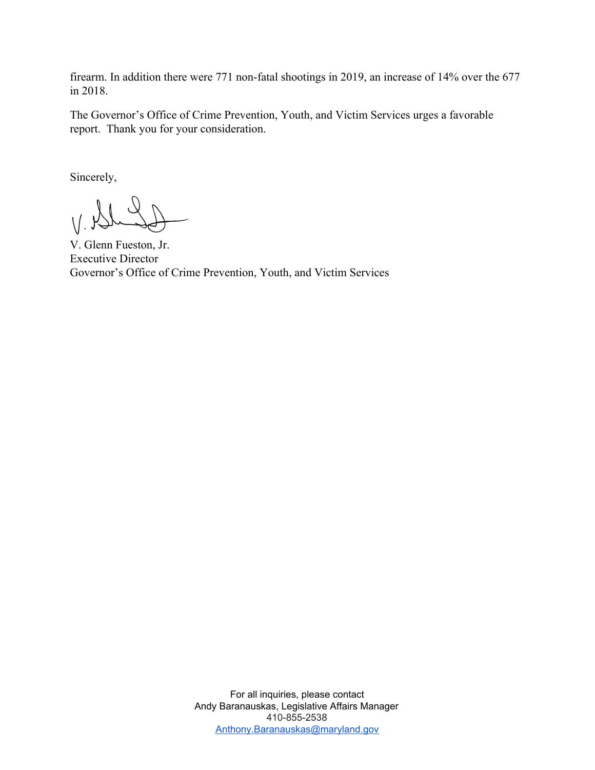firearm. In addition there were 771 non-fatal shootings in 2019, an increase of 14% over the 677 in 2018.

The Governor's Office of Crime Prevention, Youth, and Victim Services urges a favorable report. Thank you for your consideration.

Sincerely,

V. Glenn Fueston, Jr.
Executive Director
Governor's Office of Crime Prevention, Youth, and Victim Services

For all inquiries, please contact
Andy Baranauskas, Legislative Affairs Manager
410-855-2538
Anthony.Baranauskas@maryland.gov